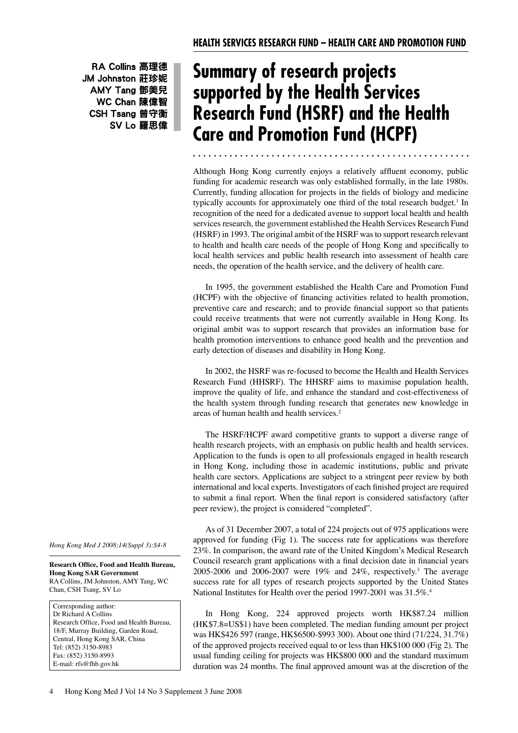# Summary of research projects supported by the Health Services Research Fund (HSRF) and the Health Care and Promotion Fund (HCPF)

RA Collins 高理德
JM Johnston 莊珍妮
AMY Tang 鄧美兒
WC Chan 陳偉智
CSH Tsang 曾守衡
SV Lo 羅思偉

Although Hong Kong currently enjoys a relatively affluent economy, public funding for academic research was only established formally, in the late 1980s. Currently, funding allocation for projects in the fields of biology and medicine typically accounts for approximately one third of the total research budget.[1] In recognition of the need for a dedicated avenue to support local health and health services research, the government established the Health Services Research Fund (HSRF) in 1993. The original ambit of the HSRF was to support research relevant to health and health care needs of the people of Hong Kong and specifically to local health services and public health research into assessment of health care needs, the operation of the health service, and the delivery of health care.

In 1995, the government established the Health Care and Promotion Fund (HCPF) with the objective of financing activities related to health promotion, preventive care and research; and to provide financial support so that patients could receive treatments that were not currently available in Hong Kong. Its original ambit was to support research that provides an information base for health promotion interventions to enhance good health and the prevention and early detection of diseases and disability in Hong Kong.

In 2002, the HSRF was re-focused to become the Health and Health Services Research Fund (HHSRF). The HHSRF aims to maximise population health, improve the quality of life, and enhance the standard and cost-effectiveness of the health system through funding research that generates new knowledge in areas of human health and health services.[2]

The HSRF/HCPF award competitive grants to support a diverse range of health research projects, with an emphasis on public health and health services. Application to the funds is open to all professionals engaged in health research in Hong Kong, including those in academic institutions, public and private health care sectors. Applications are subject to a stringent peer review by both international and local experts. Investigators of each finished project are required to submit a final report. When the final report is considered satisfactory (after peer review), the project is considered "completed".

As of 31 December 2007, a total of 224 projects out of 975 applications were approved for funding (Fig 1). The success rate for applications was therefore 23%. In comparison, the award rate of the United Kingdom's Medical Research Council research grant applications with a final decision date in financial years 2005-2006 and 2006-2007 were 19% and 24%, respectively.[3] The average success rate for all types of research projects supported by the United States National Institutes for Health over the period 1997-2001 was 31.5%.[4]

In Hong Kong, 224 approved projects worth HK$87.24 million (HK$7.8=US$1) have been completed. The median funding amount per project was HK$426 597 (range, HK$6500-$993 300). About one third (71/224, 31.7%) of the approved projects received equal to or less than HK$100 000 (Fig 2). The usual funding ceiling for projects was HK$800 000 and the standard maximum duration was 24 months. The final approved amount was at the discretion of the

*Hong Kong Med J 2008;14(Suppl 3):S4-8*

**Research Office, Food and Health Bureau, Hong Kong SAR Government**
RA Collins, JM Johnston, AMY Tang, WC Chan, CSH Tsang, SV Lo

Corresponding author:
Dr Richard A Collins
Research Office, Food and Health Bureau,
18/F, Murray Building, Garden Road,
Central, Hong Kong SAR, China
Tel: (852) 3150-8983
Fax: (852) 3150-8993
E-mail: rfs@fhb.gov.hk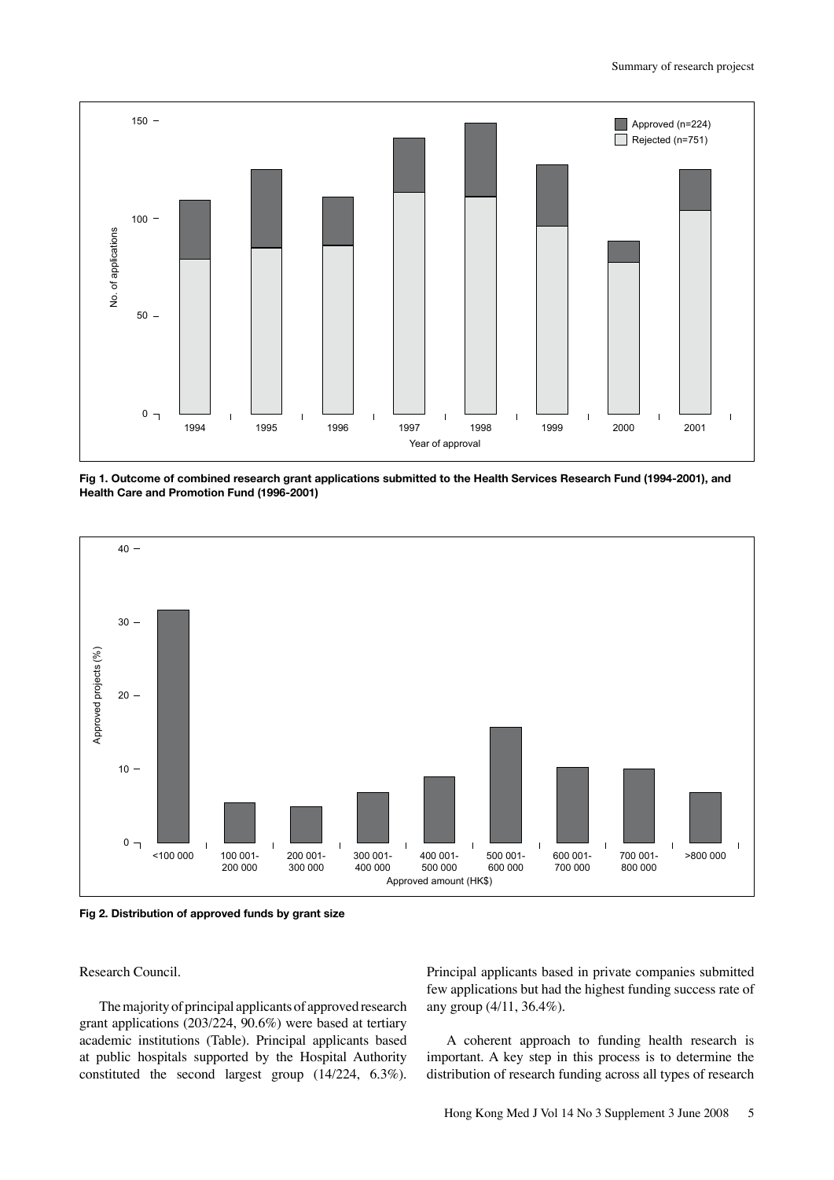Fig 1. Outcome of combined research grant applications submitted to the Health Services Research Fund (1994-2001), and Health Care and Promotion Fund (1996-2001)

Fig 2. Distribution of approved funds by grant size

Research Council.

The majority of principal applicants of approved research grant applications (203/224, 90.6%) were based at tertiary academic institutions (Table). Principal applicants based at public hospitals supported by the Hospital Authority constituted the second largest group (14/224, 6.3%). Principal applicants based in private companies submitted few applications but had the highest funding success rate of any group (4/11, 36.4%).

A coherent approach to funding health research is important. A key step in this process is to determine the distribution of research funding across all types of research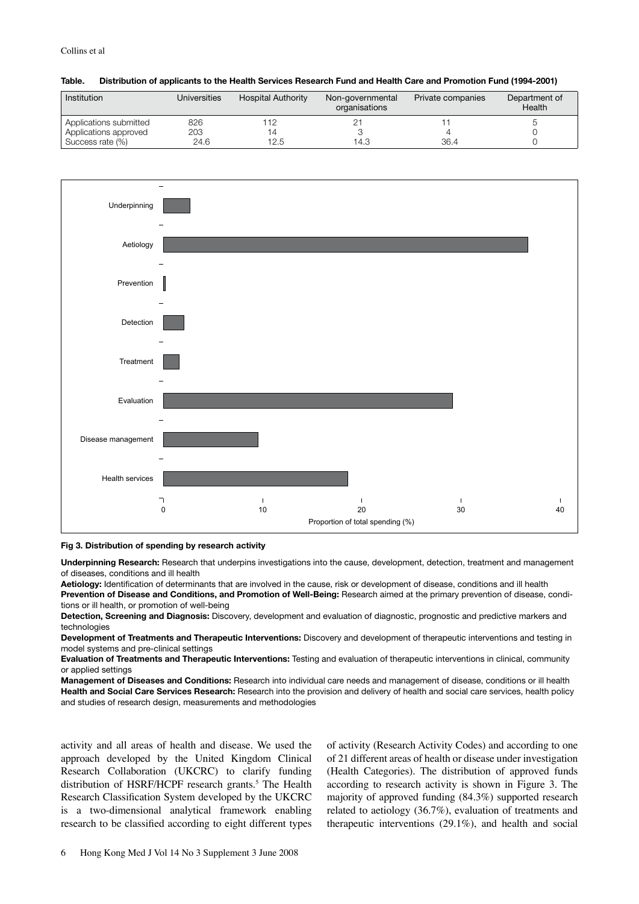**Table. Distribution of applicants to the Health Services Research Fund and Health Care and Promotion Fund (1994-2001)**

| Institution | Universities | Hospital Authority | Non-governmental organisations | Private companies | Department of Health |
|---|---|---|---|---|---|
| Applications submitted | 826 | 112 | 21 | 11 | 5 |
| Applications approved | 203 | 14 | 3 | 4 | 0 |
| Success rate (%) | 24.6 | 12.5 | 14.3 | 36.4 | 0 |

**Fig 3. Distribution of spending by research activity**

**Underpinning Research:** Research that underpins investigations into the cause, development, detection, treatment and management of diseases, conditions and ill health

**Aetiology:** Identification of determinants that are involved in the cause, risk or development of disease, conditions and ill health

**Prevention of Disease and Conditions, and Promotion of Well-Being:** Research aimed at the primary prevention of disease, conditions or ill health, or promotion of well-being

**Detection, Screening and Diagnosis:** Discovery, development and evaluation of diagnostic, prognostic and predictive markers and technologies

**Development of Treatments and Therapeutic Interventions:** Discovery and development of therapeutic interventions and testing in model systems and pre-clinical settings

**Evaluation of Treatments and Therapeutic Interventions:** Testing and evaluation of therapeutic interventions in clinical, community or applied settings

**Management of Diseases and Conditions:** Research into individual care needs and management of disease, conditions or ill health

**Health and Social Care Services Research:** Research into the provision and delivery of health and social care services, health policy and studies of research design, measurements and methodologies

activity and all areas of health and disease. We used the approach developed by the United Kingdom Clinical Research Collaboration (UKCRC) to clarify funding distribution of HSRF/HCPF research grants.[5] The Health Research Classification System developed by the UKCRC is a two-dimensional analytical framework enabling research to be classified according to eight different types of activity (Research Activity Codes) and according to one of 21 different areas of health or disease under investigation (Health Categories). The distribution of approved funds according to research activity is shown in Figure 3. The majority of approved funding (84.3%) supported research related to aetiology (36.7%), evaluation of treatments and therapeutic interventions (29.1%), and health and social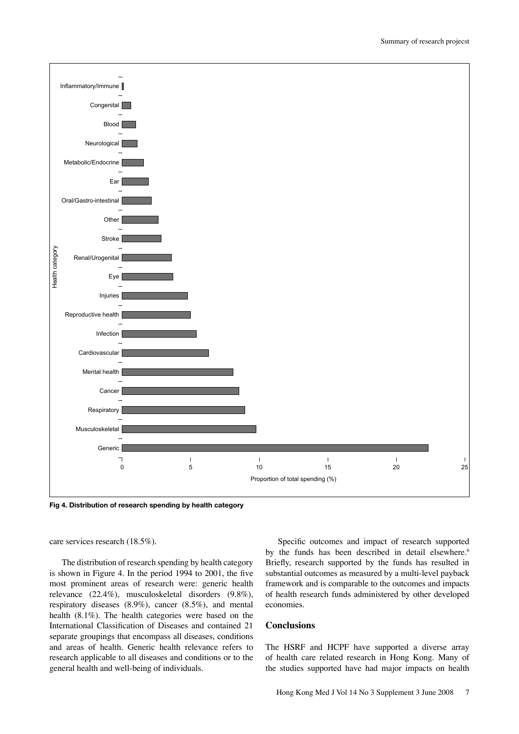Fig 4. Distribution of research spending by health category

care services research (18.5%).

The distribution of research spending by health category is shown in Figure 4. In the period 1994 to 2001, the five most prominent areas of research were: generic health relevance (22.4%), musculoskeletal disorders (9.8%), respiratory diseases (8.9%), cancer (8.5%), and mental health (8.1%). The health categories were based on the International Classification of Diseases and contained 21 separate groupings that encompass all diseases, conditions and areas of health. Generic health relevance refers to research applicable to all diseases and conditions or to the general health and well-being of individuals.

Specific outcomes and impact of research supported by the funds has been described in detail elsewhere.[6] Briefly, research supported by the funds has resulted in substantial outcomes as measured by a multi-level payback framework and is comparable to the outcomes and impacts of health research funds administered by other developed economies.

## Conclusions

The HSRF and HCPF have supported a diverse array of health care related research in Hong Kong. Many of the studies supported have had major impacts on health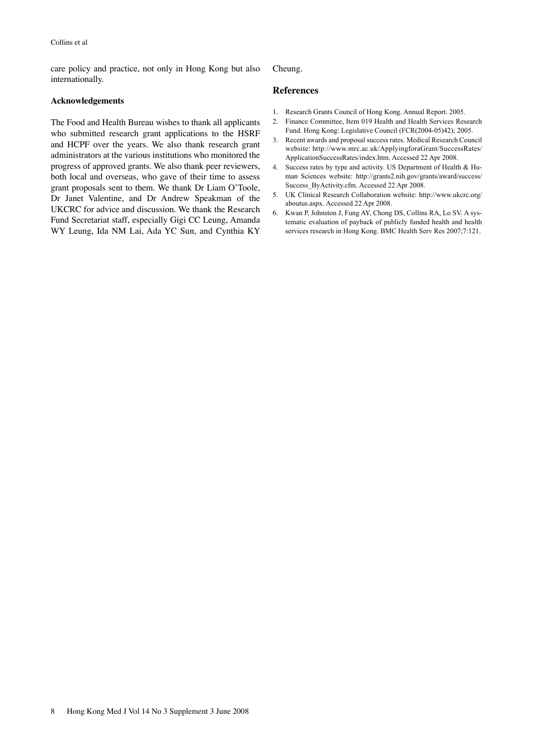care policy and practice, not only in Hong Kong but also internationally.

### Acknowledgements

The Food and Health Bureau wishes to thank all applicants who submitted research grant applications to the HSRF and HCPF over the years. We also thank research grant administrators at the various institutions who monitored the progress of approved grants. We also thank peer reviewers, both local and overseas, who gave of their time to assess grant proposals sent to them. We thank Dr Liam O'Toole, Dr Janet Valentine, and Dr Andrew Speakman of the UKCRC for advice and discussion. We thank the Research Fund Secretariat staff, especially Gigi CC Leung, Amanda WY Leung, Ida NM Lai, Ada YC Sun, and Cynthia KY Cheung.

## References

1. Research Grants Council of Hong Kong. Annual Report. 2005.
2. Finance Committee, Item 019 Health and Health Services Research Fund. Hong Kong: Legislative Council (FCR(2004-05)42); 2005.
3. Recent awards and proposal success rates. Medical Research Council website: http://www.mrc.ac.uk/ApplyingforaGrant/SuccessRates/ApplicationSuccessRates/index.htm. Accessed 22 Apr 2008.
4. Success rates by type and activity. US Department of Health & Human Sciences website: http://grants2.nih.gov/grants/award/success/Success_ByActivity.cfm. Accessed 22 Apr 2008.
5. UK Clinical Research Collaboration website: http://www.ukcrc.org/aboutus.aspx. Accessed 22 Apr 2008.
6. Kwan P, Johnston J, Fung AY, Chong DS, Collins RA, Lo SV. A systematic evaluation of payback of publicly funded health and health services research in Hong Kong. BMC Health Serv Res 2007;7:121.